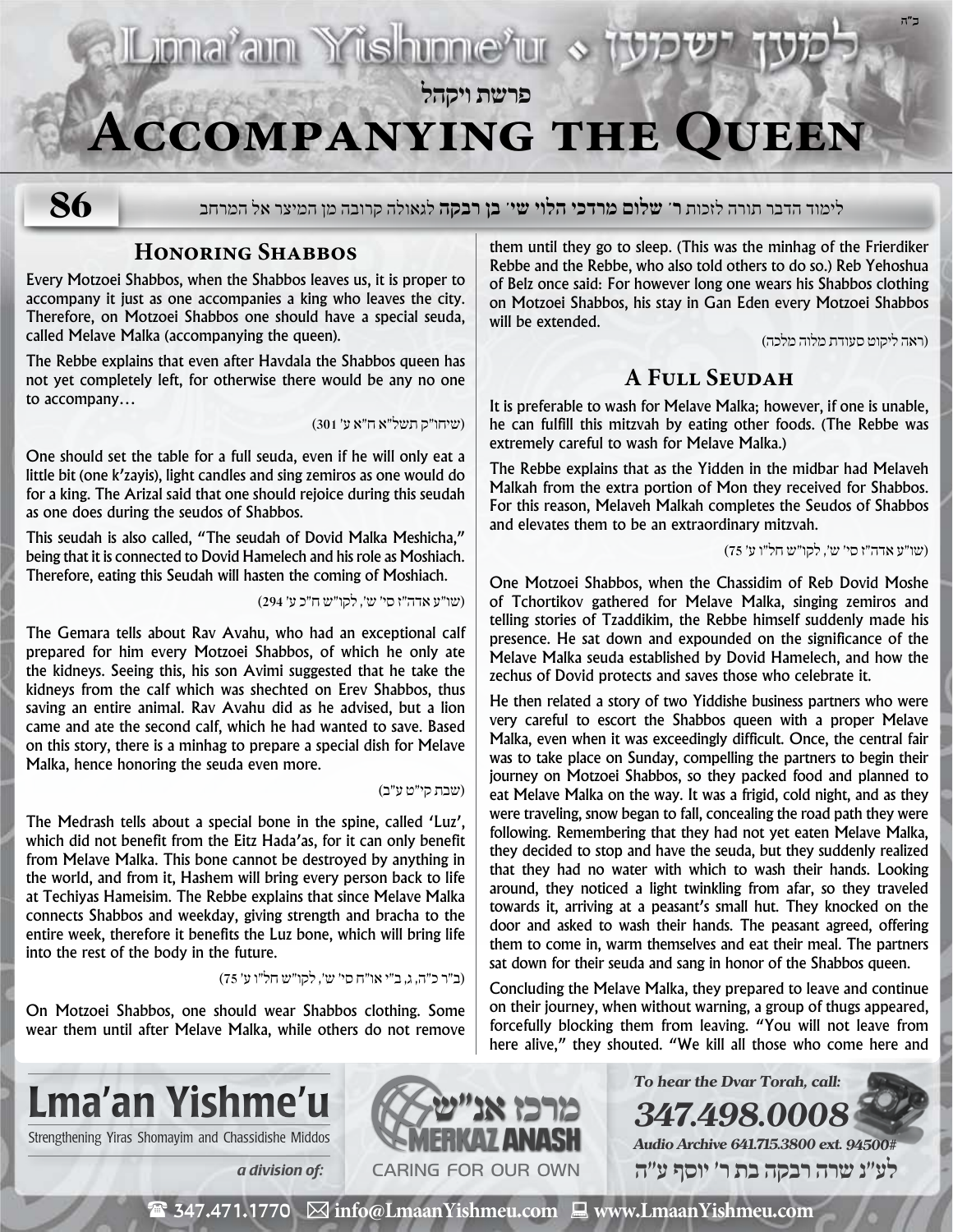# פרשת ויקהל

# Accompanying the Queen

**86**

לימוד הדבר תורה לזכות **ר' שלום מרדכי הלוי שי' בן רבקה** לגאולה קרובה מן המיצר אל המרחב

## Honoring Shabbos

Every Motzoei Shabbos, when the Shabbos leaves us, it is proper to accompany it just as one accompanies a king who leaves the city. Therefore, on Motzoei Shabbos one should have a special seuda, called Melave Malka (accompanying the queen).

The Rebbe explains that even after Havdala the Shabbos queen has not yet completely left, for otherwise there would be any no one to accompany…

(שיחו"ק תשל"א ח"א ע' 301)

One should set the table for a full seuda, even if he will only eat a little bit (one k'zayis), light candles and sing zemiros as one would do for a king. The Arizal said that one should rejoice during this seudah as one does during the seudos of Shabbos.

This seudah is also called, "The seudah of Dovid Malka Meshicha," being that it is connected to Dovid Hamelech and his role as Moshiach. Therefore, eating this Seudah will hasten the coming of Moshiach.

(שו"ע אדה"ז סי' ש', לקו"ש ח"כ ע' 294)

The Gemara tells about Rav Avahu, who had an exceptional calf prepared for him every Motzoei Shabbos, of which he only ate the kidneys. Seeing this, his son Avimi suggested that he take the kidneys from the calf which was shechted on Erev Shabbos, thus saving an entire animal. Rav Avahu did as he advised, but a lion came and ate the second calf, which he had wanted to save. Based on this story, there is a minhag to prepare a special dish for Melave Malka, hence honoring the seuda even more.

(שבת קי"ט ע"ב)

The Medrash tells about a special bone in the spine, called 'Luz', which did not benefit from the Eitz Hada'as, for it can only benefit from Melave Malka. This bone cannot be destroyed by anything in the world, and from it, Hashem will bring every person back to life at Techiyas Hameisim. The Rebbe explains that since Melave Malka connects Shabbos and weekday, giving strength and bracha to the entire week, therefore it benefits the Luz bone, which will bring life into the rest of the body in the future.

(ב"ר כ"ה, ג, ב"י או"ח סי' ש', לקו"ש חל"ו ע' 75)

On Motzoei Shabbos, one should wear Shabbos clothing. Some wear them until after Melave Malka, while others do not remove them until they go to sleep. (This was the minhag of the Frierdiker Rebbe and the Rebbe, who also told others to do so.) Reb Yehoshua of Belz once said: For however long one wears his Shabbos clothing on Motzoei Shabbos, his stay in Gan Eden every Motzoei Shabbos will be extended.

(ראה ליקוט סעודת מלוה מלכה)

## A Full Seudah

It is preferable to wash for Melave Malka; however, if one is unable, he can fulfill this mitzvah by eating other foods. (The Rebbe was extremely careful to wash for Melave Malka.)

The Rebbe explains that as the Yidden in the midbar had Melaveh Malkah from the extra portion of Mon they received for Shabbos. For this reason, Melaveh Malkah completes the Seudos of Shabbos and elevates them to be an extraordinary mitzvah.

(שו"ע אדה"ז סי' ש', לקו"ש חל"ו ע' 75)

One Motzoei Shabbos, when the Chassidim of Reb Dovid Moshe of Tchortikov gathered for Melave Malka, singing zemiros and telling stories of Tzaddikim, the Rebbe himself suddenly made his presence. He sat down and expounded on the significance of the Melave Malka seuda established by Dovid Hamelech, and how the zechus of Dovid protects and saves those who celebrate it.

He then related a story of two Yiddishe business partners who were very careful to escort the Shabbos queen with a proper Melave Malka, even when it was exceedingly difficult. Once, the central fair was to take place on Sunday, compelling the partners to begin their journey on Motzoei Shabbos, so they packed food and planned to eat Melave Malka on the way. It was a frigid, cold night, and as they were traveling, snow began to fall, concealing the road path they were following. Remembering that they had not yet eaten Melave Malka, they decided to stop and have the seuda, but they suddenly realized that they had no water with which to wash their hands. Looking around, they noticed a light twinkling from afar, so they traveled towards it, arriving at a peasant's small hut. They knocked on the door and asked to wash their hands. The peasant agreed, offering them to come in, warm themselves and eat their meal. The partners sat down for their seuda and sang in honor of the Shabbos queen.

Concluding the Melave Malka, they prepared to leave and continue on their journey, when without warning, a group of thugs appeared, forcefully blocking them from leaving. "You will not leave from here alive," they shouted. "We kill all those who come here and

**Lma'an Yishme'u**
Strengthening Yiras Shomayim and Chassidishe Middos

*a division of:* מרכז אנ"ש MERKAZ ANASH — CARING FOR OUR OWN

*To hear the Dvar Torah, call:* **347.498.0008**
*Audio Archive 641.715.3800 ext. 94500#*

לע"נ שרה רבקה בת ר' יוסף ע"ה

347.471.1770 | info@LmaanYishmeu.com | www.LmaanYishmeu.com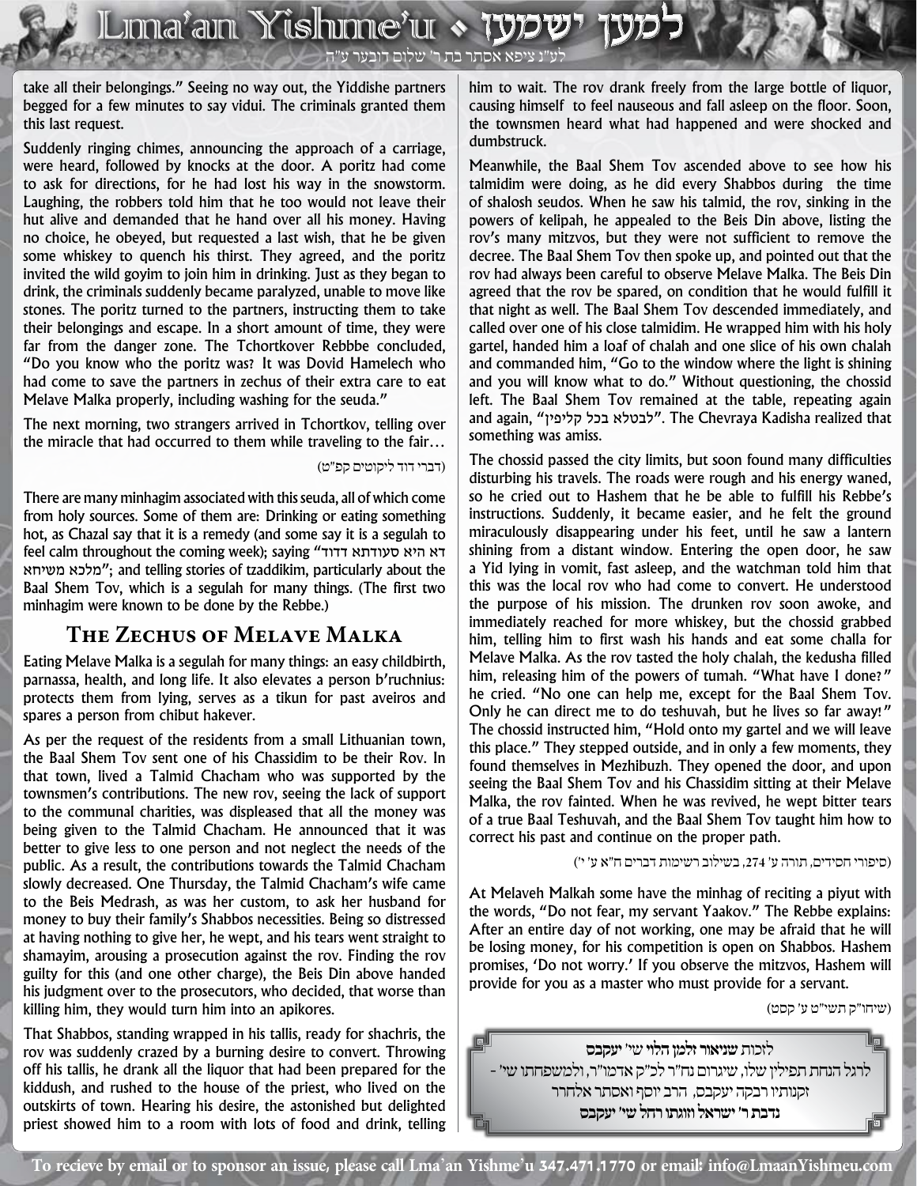take all their belongings." Seeing no way out, the Yiddishe partners begged for a few minutes to say vidui. The criminals granted them this last request.

Suddenly ringing chimes, announcing the approach of a carriage, were heard, followed by knocks at the door. A poritz had come to ask for directions, for he had lost his way in the snowstorm. Laughing, the robbers told him that he too would not leave their hut alive and demanded that he hand over all his money. Having no choice, he obeyed, but requested a last wish, that he be given some whiskey to quench his thirst. They agreed, and the poritz invited the wild goyim to join him in drinking. Just as they began to drink, the criminals suddenly became paralyzed, unable to move like stones. The poritz turned to the partners, instructing them to take their belongings and escape. In a short amount of time, they were far from the danger zone. The Tchortkover Rebbbe concluded, "Do you know who the poritz was? It was Dovid Hamelech who had come to save the partners in zechus of their extra care to eat Melave Malka properly, including washing for the seuda."

The next morning, two strangers arrived in Tchortkov, telling over the miracle that had occurred to them while traveling to the fair…

(דברי דוד ליקוטים קפ"ט)

There are many minhagim associated with this seuda, all of which come from holy sources. Some of them are: Drinking or eating something hot, as Chazal say that it is a remedy (and some say it is a segulah to feel calm throughout the coming week); saying "דא היא סעודתא דדוד מלכא משיחא"; and telling stories of tzaddikim, particularly about the Baal Shem Tov, which is a segulah for many things. (The first two minhagim were known to be done by the Rebbe.)

## The Zechus of Melave Malka

Eating Melave Malka is a segulah for many things: an easy childbirth, parnassa, health, and long life. It also elevates a person b'ruchnius: protects them from lying, serves as a tikun for past aveiros and spares a person from chibut hakever.

As per the request of the residents from a small Lithuanian town, the Baal Shem Tov sent one of his Chassidim to be their Rov. In that town, lived a Talmid Chacham who was supported by the townsmen's contributions. The new rov, seeing the lack of support to the communal charities, was displeased that all the money was being given to the Talmid Chacham. He announced that it was better to give less to one person and not neglect the needs of the public. As a result, the contributions towards the Talmid Chacham slowly decreased. One Thursday, the Talmid Chacham's wife came to the Beis Medrash, as was her custom, to ask her husband for money to buy their family's Shabbos necessities. Being so distressed at having nothing to give her, he wept, and his tears went straight to shamayim, arousing a prosecution against the rov. Finding the rov guilty for this (and one other charge), the Beis Din above handed his judgment over to the prosecutors, who decided, that worse than killing him, they would turn him into an apikores.

That Shabbos, standing wrapped in his tallis, ready for shachris, the rov was suddenly crazed by a burning desire to convert. Throwing off his tallis, he drank all the liquor that had been prepared for the kiddush, and rushed to the house of the priest, who lived on the outskirts of town. Hearing his desire, the astonished but delighted priest showed him to a room with lots of food and drink, telling him to wait. The rov drank freely from the large bottle of liquor, causing himself to feel nauseous and fall asleep on the floor. Soon, the townsmen heard what had happened and were shocked and dumbstruck.

Meanwhile, the Baal Shem Tov ascended above to see how his talmidim were doing, as he did every Shabbos during the time of shalosh seudos. When he saw his talmid, the rov, sinking in the powers of kelipah, he appealed to the Beis Din above, listing the rov's many mitzvos, but they were not sufficient to remove the decree. The Baal Shem Tov then spoke up, and pointed out that the rov had always been careful to observe Melave Malka. The Beis Din agreed that the rov be spared, on condition that he would fulfill it that night as well. The Baal Shem Tov descended immediately, and called over one of his close talmidim. He wrapped him with his holy gartel, handed him a loaf of chalah and one slice of his own chalah and commanded him, "Go to the window where the light is shining and you will know what to do." Without questioning, the chossid left. The Baal Shem Tov remained at the table, repeating again and again, "לבטלא בכל קליפין". The Chevraya Kadisha realized that something was amiss.

The chossid passed the city limits, but soon found many difficulties disturbing his travels. The roads were rough and his energy waned, so he cried out to Hashem that he be able to fulfill his Rebbe's instructions. Suddenly, it became easier, and he felt the ground miraculously disappearing under his feet, until he saw a lantern shining from a distant window. Entering the open door, he saw a Yid lying in vomit, fast asleep, and the watchman told him that this was the local rov who had come to convert. He understood the purpose of his mission. The drunken rov soon awoke, and immediately reached for more whiskey, but the chossid grabbed him, telling him to first wash his hands and eat some challa for Melave Malka. As the rov tasted the holy chalah, the kedusha filled him, releasing him of the powers of tumah. "What have I done?" he cried. "No one can help me, except for the Baal Shem Tov. Only he can direct me to do teshuvah, but he lives so far away!" The chossid instructed him, "Hold onto my gartel and we will leave this place." They stepped outside, and in only a few moments, they found themselves in Mezhibuzh. They opened the door, and upon seeing the Baal Shem Tov and his Chassidim sitting at their Melave Malka, the rov fainted. When he was revived, he wept bitter tears of a true Baal Teshuvah, and the Baal Shem Tov taught him how to correct his past and continue on the proper path.

(סיפורי חסידים, תורה ע' 274, בשילוב רשימות דברים ח"א ע' י')

At Melaveh Malkah some have the minhag of reciting a piyut with the words, "Do not fear, my servant Yaakov." The Rebbe explains: After an entire day of not working, one may be afraid that he will be losing money, for his competition is open on Shabbos. Hashem promises, 'Do not worry.' If you observe the mitzvos, Hashem will provide for you as a master who must provide for a servant.

(שיחו"ק תשי"ט ע' קסט)

לזכות **שניאור זלמן הלוי שי' יעקבס**
לרגל הנחת תפילין שלו, שיגרום נח"ר לכ"ק אדמו"ר, ולמשפחתו שי' -
זקנותיו רבקה יעקבס, הרב יוסף ואסתר אלחרר
**נדבת ר' ישראל וזוגתו רחל שי' יעקבס**